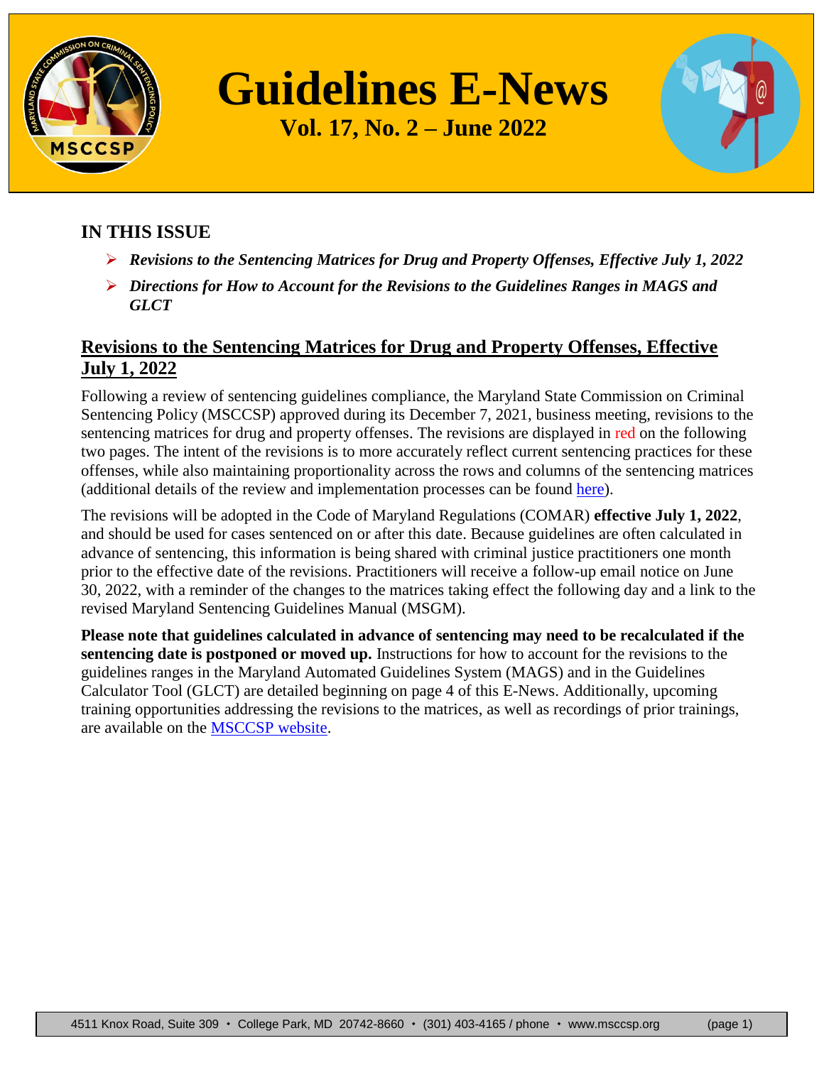# Guidelines E-News

**Vol. 17, No. 2 – June 2022**

## IN THIS ISSUE

- ***Revisions to the Sentencing Matrices for Drug and Property Offenses, Effective July 1, 2022***
- ***Directions for How to Account for the Revisions to the Guidelines Ranges in MAGS and GLCT***

## Revisions to the Sentencing Matrices for Drug and Property Offenses, Effective July 1, 2022

Following a review of sentencing guidelines compliance, the Maryland State Commission on Criminal Sentencing Policy (MSCCSP) approved during its December 7, 2021, business meeting, revisions to the sentencing matrices for drug and property offenses. The revisions are displayed in red on the following two pages. The intent of the revisions is to more accurately reflect current sentencing practices for these offenses, while also maintaining proportionality across the rows and columns of the sentencing matrices (additional details of the review and implementation processes can be found here).

The revisions will be adopted in the Code of Maryland Regulations (COMAR) **effective July 1, 2022**, and should be used for cases sentenced on or after this date. Because guidelines are often calculated in advance of sentencing, this information is being shared with criminal justice practitioners one month prior to the effective date of the revisions. Practitioners will receive a follow-up email notice on June 30, 2022, with a reminder of the changes to the matrices taking effect the following day and a link to the revised Maryland Sentencing Guidelines Manual (MSGM).

**Please note that guidelines calculated in advance of sentencing may need to be recalculated if the sentencing date is postponed or moved up.** Instructions for how to account for the revisions to the guidelines ranges in the Maryland Automated Guidelines System (MAGS) and in the Guidelines Calculator Tool (GLCT) are detailed beginning on page 4 of this E-News. Additionally, upcoming training opportunities addressing the revisions to the matrices, as well as recordings of prior trainings, are available on the MSCCSP website.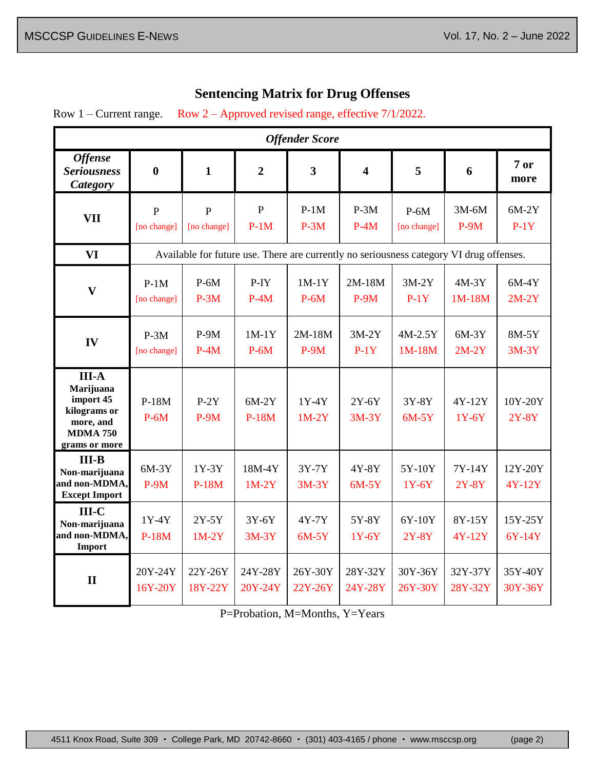## Sentencing Matrix for Drug Offenses

Row 1 – Current range. Row 2 – Approved revised range, effective 7/1/2022.

| *Offense Seriousness Category* | *Offender Score* 0 | 1 | 2 | 3 | 4 | 5 | 6 | 7 or more |
|---|---|---|---|---|---|---|---|---|
| **VII** | P<br>[no change] | P<br>[no change] | P<br>P-1M | P-1M<br>P-3M | P-3M<br>P-4M | P-6M<br>[no change] | 3M-6M<br>P-9M | 6M-2Y<br>P-1Y |
| **VI** | Available for future use. There are currently no seriousness category VI drug offenses. | | | | | | | |
| **V** | P-1M<br>[no change] | P-6M<br>P-3M | P-IY<br>P-4M | 1M-1Y<br>P-6M | 2M-18M<br>P-9M | 3M-2Y<br>P-1Y | 4M-3Y<br>1M-18M | 6M-4Y<br>2M-2Y |
| **IV** | P-3M<br>[no change] | P-9M<br>P-4M | 1M-1Y<br>P-6M | 2M-18M<br>P-9M | 3M-2Y<br>P-1Y | 4M-2.5Y<br>1M-18M | 6M-3Y<br>2M-2Y | 8M-5Y<br>3M-3Y |
| **III-A Marijuana import 45 kilograms or more, and MDMA 750 grams or more** | P-18M<br>P-6M | P-2Y<br>P-9M | 6M-2Y<br>P-18M | 1Y-4Y<br>1M-2Y | 2Y-6Y<br>3M-3Y | 3Y-8Y<br>6M-5Y | 4Y-12Y<br>1Y-6Y | 10Y-20Y<br>2Y-8Y |
| **III-B Non-marijuana and non-MDMA, Except Import** | 6M-3Y<br>P-9M | 1Y-3Y<br>P-18M | 18M-4Y<br>1M-2Y | 3Y-7Y<br>3M-3Y | 4Y-8Y<br>6M-5Y | 5Y-10Y<br>1Y-6Y | 7Y-14Y<br>2Y-8Y | 12Y-20Y<br>4Y-12Y |
| **III-C Non-marijuana and non-MDMA, Import** | 1Y-4Y<br>P-18M | 2Y-5Y<br>1M-2Y | 3Y-6Y<br>3M-3Y | 4Y-7Y<br>6M-5Y | 5Y-8Y<br>1Y-6Y | 6Y-10Y<br>2Y-8Y | 8Y-15Y<br>4Y-12Y | 15Y-25Y<br>6Y-14Y |
| **II** | 20Y-24Y<br>16Y-20Y | 22Y-26Y<br>18Y-22Y | 24Y-28Y<br>20Y-24Y | 26Y-30Y<br>22Y-26Y | 28Y-32Y<br>24Y-28Y | 30Y-36Y<br>26Y-30Y | 32Y-37Y<br>28Y-32Y | 35Y-40Y<br>30Y-36Y |

P=Probation, M=Months, Y=Years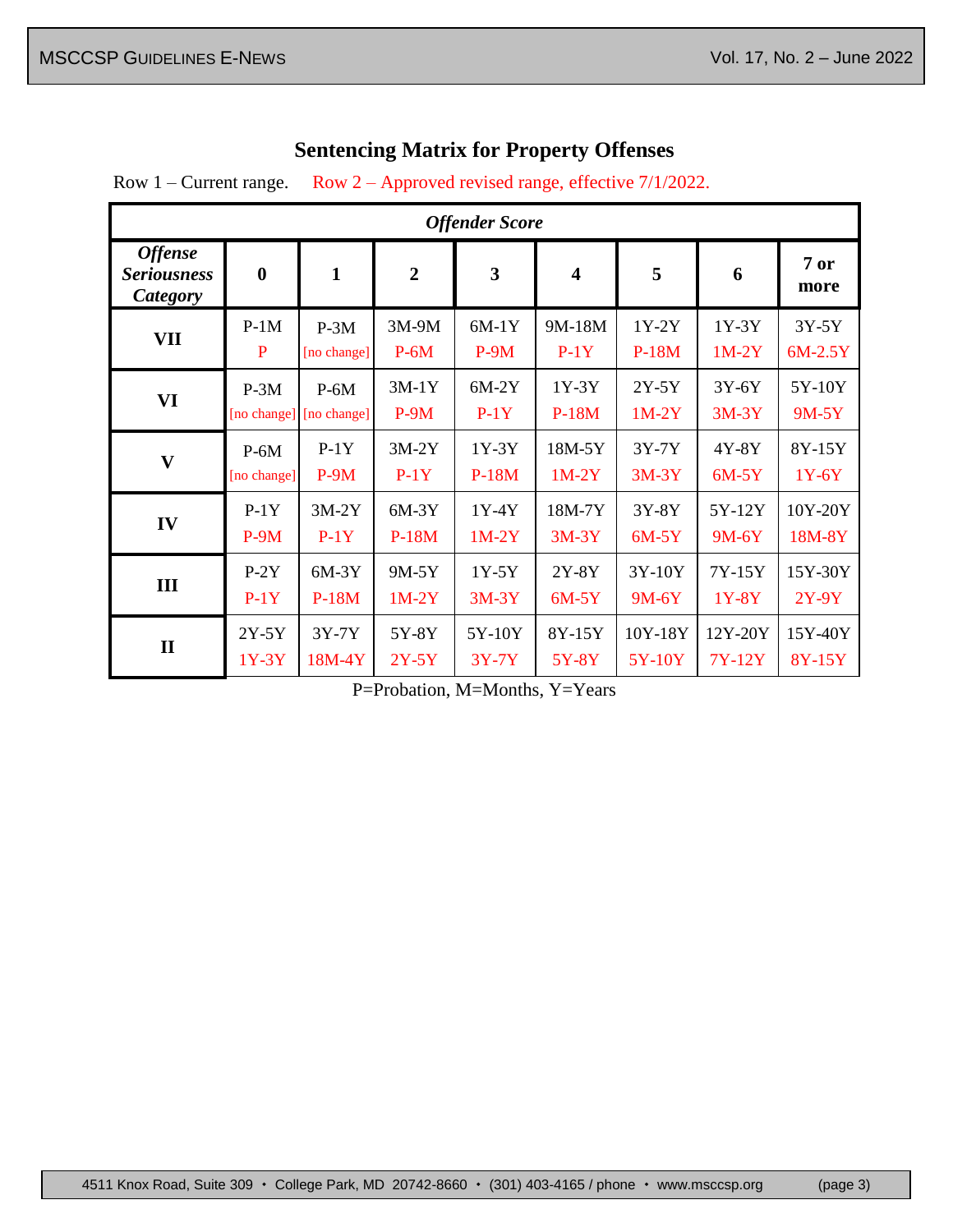## Sentencing Matrix for Property Offenses

Row 1 – Current range. Row 2 – Approved revised range, effective 7/1/2022.

| Offense Seriousness Category | Offender Score | | | | | | | |
|---|---|---|---|---|---|---|---|---|
| | **0** | **1** | **2** | **3** | **4** | **5** | **6** | **7 or more** |
| **VII** | P-1M<br>P | P-3M<br>[no change] | 3M-9M<br>P-6M | 6M-1Y<br>P-9M | 9M-18M<br>P-1Y | 1Y-2Y<br>P-18M | 1Y-3Y<br>1M-2Y | 3Y-5Y<br>6M-2.5Y |
| **VI** | P-3M<br>[no change] | P-6M<br>[no change] | 3M-1Y<br>P-9M | 6M-2Y<br>P-1Y | 1Y-3Y<br>P-18M | 2Y-5Y<br>1M-2Y | 3Y-6Y<br>3M-3Y | 5Y-10Y<br>9M-5Y |
| **V** | P-6M<br>[no change] | P-1Y<br>P-9M | 3M-2Y<br>P-1Y | 1Y-3Y<br>P-18M | 18M-5Y<br>1M-2Y | 3Y-7Y<br>3M-3Y | 4Y-8Y<br>6M-5Y | 8Y-15Y<br>1Y-6Y |
| **IV** | P-1Y<br>P-9M | 3M-2Y<br>P-1Y | 6M-3Y<br>P-18M | 1Y-4Y<br>1M-2Y | 18M-7Y<br>3M-3Y | 3Y-8Y<br>6M-5Y | 5Y-12Y<br>9M-6Y | 10Y-20Y<br>18M-8Y |
| **III** | P-2Y<br>P-1Y | 6M-3Y<br>P-18M | 9M-5Y<br>1M-2Y | 1Y-5Y<br>3M-3Y | 2Y-8Y<br>6M-5Y | 3Y-10Y<br>9M-6Y | 7Y-15Y<br>1Y-8Y | 15Y-30Y<br>2Y-9Y |
| **II** | 2Y-5Y<br>1Y-3Y | 3Y-7Y<br>18M-4Y | 5Y-8Y<br>2Y-5Y | 5Y-10Y<br>3Y-7Y | 8Y-15Y<br>5Y-8Y | 10Y-18Y<br>5Y-10Y | 12Y-20Y<br>7Y-12Y | 15Y-40Y<br>8Y-15Y |

P=Probation, M=Months, Y=Years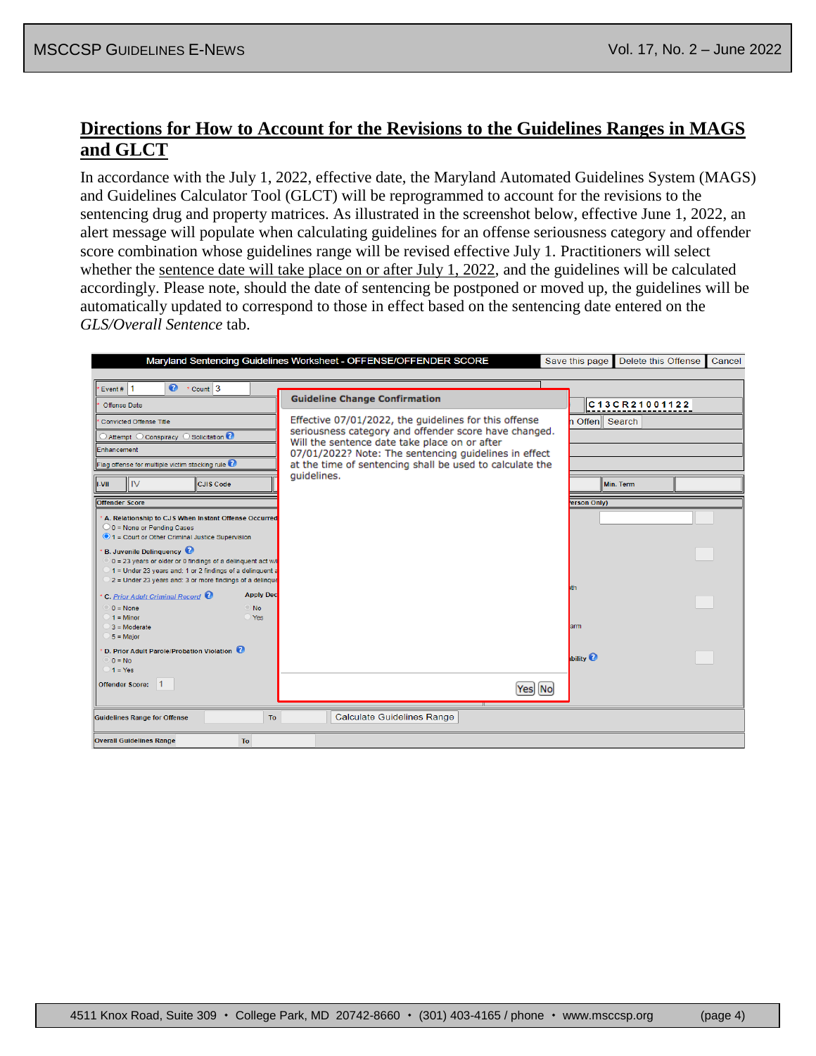## Directions for How to Account for the Revisions to the Guidelines Ranges in MAGS and GLCT

In accordance with the July 1, 2022, effective date, the Maryland Automated Guidelines System (MAGS) and Guidelines Calculator Tool (GLCT) will be reprogrammed to account for the revisions to the sentencing drug and property matrices. As illustrated in the screenshot below, effective June 1, 2022, an alert message will populate when calculating guidelines for an offense seriousness category and offender score combination whose guidelines range will be revised effective July 1. Practitioners will select whether the sentence date will take place on or after July 1, 2022, and the guidelines will be calculated accordingly. Please note, should the date of sentencing be postponed or moved up, the guidelines will be automatically updated to correspond to those in effect based on the sentencing date entered on the *GLS/Overall Sentence* tab.

Maryland Sentencing Guidelines Worksheet - OFFENSE/OFFENDER SCORE

Guideline Change Confirmation

Effective 07/01/2022, the guidelines for this offense seriousness category and offender score have changed. Will the sentence date take place on or after 07/01/2022? Note: The sentencing guidelines in effect at the time of sentencing shall be used to calculate the guidelines.

Yes No